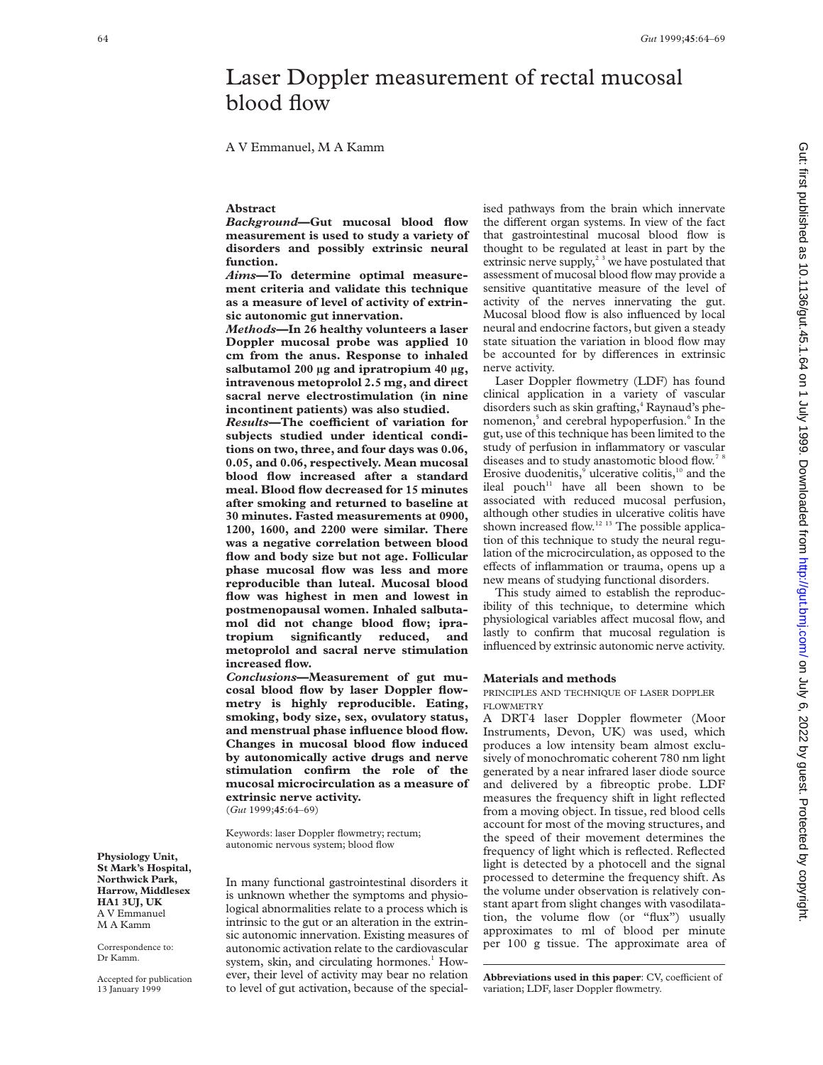# Laser Doppler measurement of rectal mucosal blood flow

A V Emmanuel, M A Kamm

## Abstract

***Background*—Gut mucosal blood flow measurement is used to study a variety of disorders and possibly extrinsic neural function.**

***Aims*—To determine optimal measurement criteria and validate this technique as a measure of level of activity of extrinsic autonomic gut innervation.**

***Methods*—In 26 healthy volunteers a laser Doppler mucosal probe was applied 10 cm from the anus. Response to inhaled salbutamol 200 µg and ipratropium 40 µg, intravenous metoprolol 2.5 mg, and direct sacral nerve electrostimulation (in nine incontinent patients) was also studied.**

***Results*—The coefficient of variation for subjects studied under identical conditions on two, three, and four days was 0.06, 0.05, and 0.06, respectively. Mean mucosal blood flow increased after a standard meal. Blood flow decreased for 15 minutes after smoking and returned to baseline at 30 minutes. Fasted measurements at 0900, 1200, 1600, and 2200 were similar. There was a negative correlation between blood flow and body size but not age. Follicular phase mucosal flow was less and more reproducible than luteal. Mucosal blood flow was highest in men and lowest in postmenopausal women. Inhaled salbutamol did not change blood flow; ipratropium significantly reduced, and metoprolol and sacral nerve stimulation increased flow.**

***Conclusions*—Measurement of gut mucosal blood flow by laser Doppler flowmetry is highly reproducible. Eating, smoking, body size, sex, ovulatory status, and menstrual phase influence blood flow. Changes in mucosal blood flow induced by autonomically active drugs and nerve stimulation confirm the role of the mucosal microcirculation as a measure of extrinsic nerve activity.**

(*Gut* 1999;**45**:64–69)

Keywords: laser Doppler flowmetry; rectum; autonomic nervous system; blood flow

**Physiology Unit, St Mark's Hospital, Northwick Park, Harrow, Middlesex HA1 3UJ, UK**
A V Emmanuel
M A Kamm

Correspondence to: Dr Kamm.

Accepted for publication 13 January 1999

In many functional gastrointestinal disorders it is unknown whether the symptoms and physiological abnormalities relate to a process which is intrinsic to the gut or an alteration in the extrinsic autonomic innervation. Existing measures of autonomic activation relate to the cardiovascular system, skin, and circulating hormones.[1] However, their level of activity may bear no relation to level of gut activation, because of the specialised pathways from the brain which innervate the different organ systems. In view of the fact that gastrointestinal mucosal blood flow is thought to be regulated at least in part by the extrinsic nerve supply,[2 3] we have postulated that assessment of mucosal blood flow may provide a sensitive quantitative measure of the level of activity of the nerves innervating the gut. Mucosal blood flow is also influenced by local neural and endocrine factors, but given a steady state situation the variation in blood flow may be accounted for by differences in extrinsic nerve activity.

Laser Doppler flowmetry (LDF) has found clinical application in a variety of vascular disorders such as skin grafting,[4] Raynaud's phenomenon,[5] and cerebral hypoperfusion.[6] In the gut, use of this technique has been limited to the study of perfusion in inflammatory or vascular diseases and to study anastomotic blood flow.[7 8] Erosive duodenitis,[9] ulcerative colitis,[10] and the ileal pouch[11] have all been shown to be associated with reduced mucosal perfusion, although other studies in ulcerative colitis have shown increased flow.[12 13] The possible application of this technique to study the neural regulation of the microcirculation, as opposed to the effects of inflammation or trauma, opens up a new means of studying functional disorders.

This study aimed to establish the reproducibility of this technique, to determine which physiological variables affect mucosal flow, and lastly to confirm that mucosal regulation is influenced by extrinsic autonomic nerve activity.

## Materials and methods

### PRINCIPLES AND TECHNIQUE OF LASER DOPPLER FLOWMETRY

A DRT4 laser Doppler flowmeter (Moor Instruments, Devon, UK) was used, which produces a low intensity beam almost exclusively of monochromatic coherent 780 nm light generated by a near infrared laser diode source and delivered by a fibreoptic probe. LDF measures the frequency shift in light reflected from a moving object. In tissue, red blood cells account for most of the moving structures, and the speed of their movement determines the frequency of light which is reflected. Reflected light is detected by a photocell and the signal processed to determine the frequency shift. As the volume under observation is relatively constant apart from slight changes with vasodilatation, the volume flow (or "flux") usually approximates to ml of blood per minute per 100 g tissue. The approximate area of

**Abbreviations used in this paper**: CV, coefficient of variation; LDF, laser Doppler flowmetry.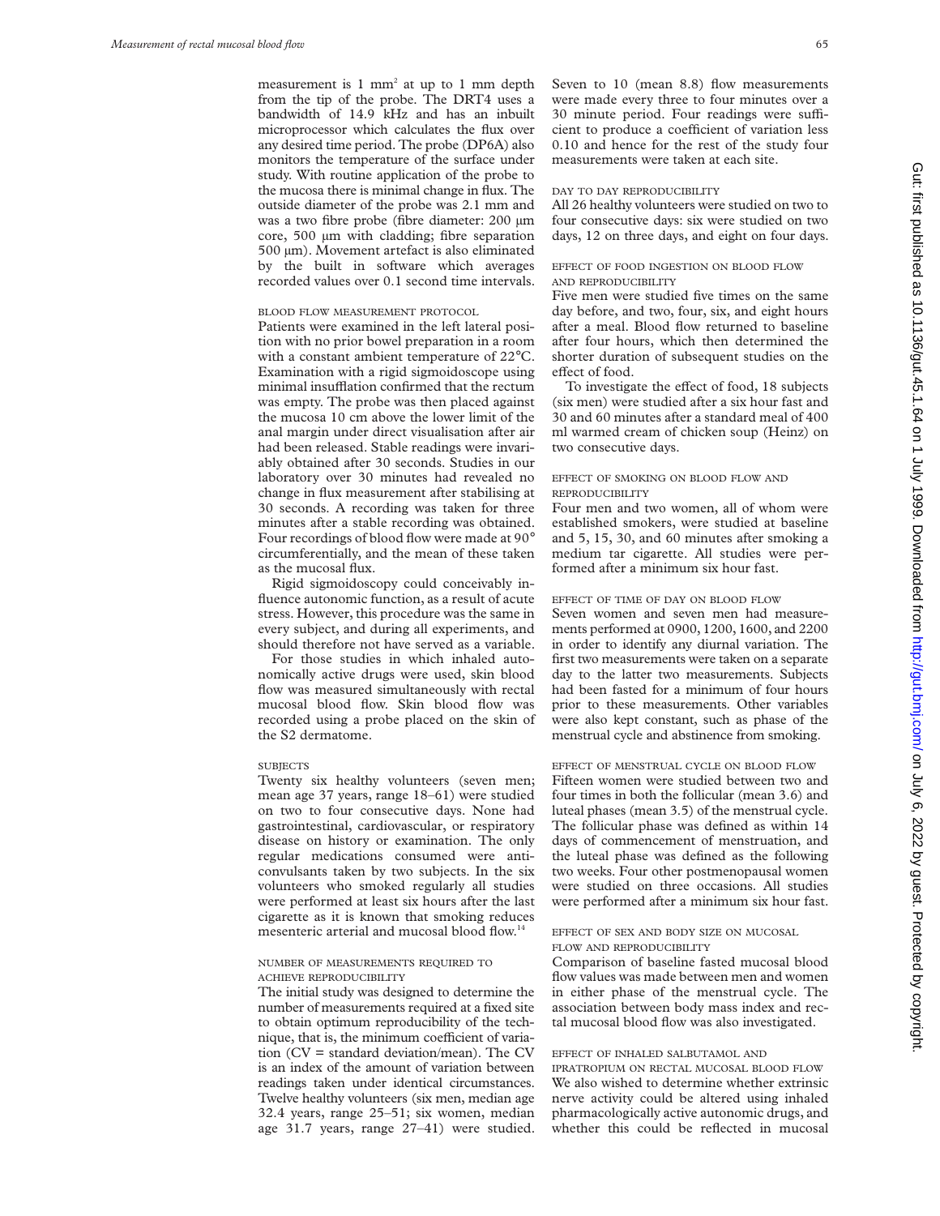measurement is 1 mm$^2$ at up to 1 mm depth from the tip of the probe. The DRT4 uses a bandwidth of 14.9 kHz and has an inbuilt microprocessor which calculates the flux over any desired time period. The probe (DP6A) also monitors the temperature of the surface under study. With routine application of the probe to the mucosa there is minimal change in flux. The outside diameter of the probe was 2.1 mm and was a two fibre probe (fibre diameter: 200 µm core, 500 µm with cladding; fibre separation 500 µm). Movement artefact is also eliminated by the built in software which averages recorded values over 0.1 second time intervals.

### BLOOD FLOW MEASUREMENT PROTOCOL

Patients were examined in the left lateral position with no prior bowel preparation in a room with a constant ambient temperature of 22°C. Examination with a rigid sigmoidoscope using minimal insufflation confirmed that the rectum was empty. The probe was then placed against the mucosa 10 cm above the lower limit of the anal margin under direct visualisation after air had been released. Stable readings were invariably obtained after 30 seconds. Studies in our laboratory over 30 minutes had revealed no change in flux measurement after stabilising at 30 seconds. A recording was taken for three minutes after a stable recording was obtained. Four recordings of blood flow were made at 90° circumferentially, and the mean of these taken as the mucosal flux.

Rigid sigmoidoscopy could conceivably influence autonomic function, as a result of acute stress. However, this procedure was the same in every subject, and during all experiments, and should therefore not have served as a variable.

For those studies in which inhaled autonomically active drugs were used, skin blood flow was measured simultaneously with rectal mucosal blood flow. Skin blood flow was recorded using a probe placed on the skin of the S2 dermatome.

### SUBJECTS

Twenty six healthy volunteers (seven men; mean age 37 years, range 18–61) were studied on two to four consecutive days. None had gastrointestinal, cardiovascular, or respiratory disease on history or examination. The only regular medications consumed were anticonvulsants taken by two subjects. In the six volunteers who smoked regularly all studies were performed at least six hours after the last cigarette as it is known that smoking reduces mesenteric arterial and mucosal blood flow.[14]

### NUMBER OF MEASUREMENTS REQUIRED TO ACHIEVE REPRODUCIBILITY

The initial study was designed to determine the number of measurements required at a fixed site to obtain optimum reproducibility of the technique, that is, the minimum coefficient of variation (CV = standard deviation/mean). The CV is an index of the amount of variation between readings taken under identical circumstances. Twelve healthy volunteers (six men, median age 32.4 years, range 25–51; six women, median age 31.7 years, range 27–41) were studied. Seven to 10 (mean 8.8) flow measurements were made every three to four minutes over a 30 minute period. Four readings were sufficient to produce a coefficient of variation less 0.10 and hence for the rest of the study four measurements were taken at each site.

### DAY TO DAY REPRODUCIBILITY

All 26 healthy volunteers were studied on two to four consecutive days: six were studied on two days, 12 on three days, and eight on four days.

### EFFECT OF FOOD INGESTION ON BLOOD FLOW AND REPRODUCIBILITY

Five men were studied five times on the same day before, and two, four, six, and eight hours after a meal. Blood flow returned to baseline after four hours, which then determined the shorter duration of subsequent studies on the effect of food.

To investigate the effect of food, 18 subjects (six men) were studied after a six hour fast and 30 and 60 minutes after a standard meal of 400 ml warmed cream of chicken soup (Heinz) on two consecutive days.

### EFFECT OF SMOKING ON BLOOD FLOW AND REPRODUCIBILITY

Four men and two women, all of whom were established smokers, were studied at baseline and 5, 15, 30, and 60 minutes after smoking a medium tar cigarette. All studies were performed after a minimum six hour fast.

### EFFECT OF TIME OF DAY ON BLOOD FLOW

Seven women and seven men had measurements performed at 0900, 1200, 1600, and 2200 in order to identify any diurnal variation. The first two measurements were taken on a separate day to the latter two measurements. Subjects had been fasted for a minimum of four hours prior to these measurements. Other variables were also kept constant, such as phase of the menstrual cycle and abstinence from smoking.

### EFFECT OF MENSTRUAL CYCLE ON BLOOD FLOW

Fifteen women were studied between two and four times in both the follicular (mean 3.6) and luteal phases (mean 3.5) of the menstrual cycle. The follicular phase was defined as within 14 days of commencement of menstruation, and the luteal phase was defined as the following two weeks. Four other postmenopausal women were studied on three occasions. All studies were performed after a minimum six hour fast.

### EFFECT OF SEX AND BODY SIZE ON MUCOSAL FLOW AND REPRODUCIBILITY

Comparison of baseline fasted mucosal blood flow values was made between men and women in either phase of the menstrual cycle. The association between body mass index and rectal mucosal blood flow was also investigated.

### EFFECT OF INHALED SALBUTAMOL AND IPRATROPIUM ON RECTAL MUCOSAL BLOOD FLOW

We also wished to determine whether extrinsic nerve activity could be altered using inhaled pharmacologically active autonomic drugs, and whether this could be reflected in mucosal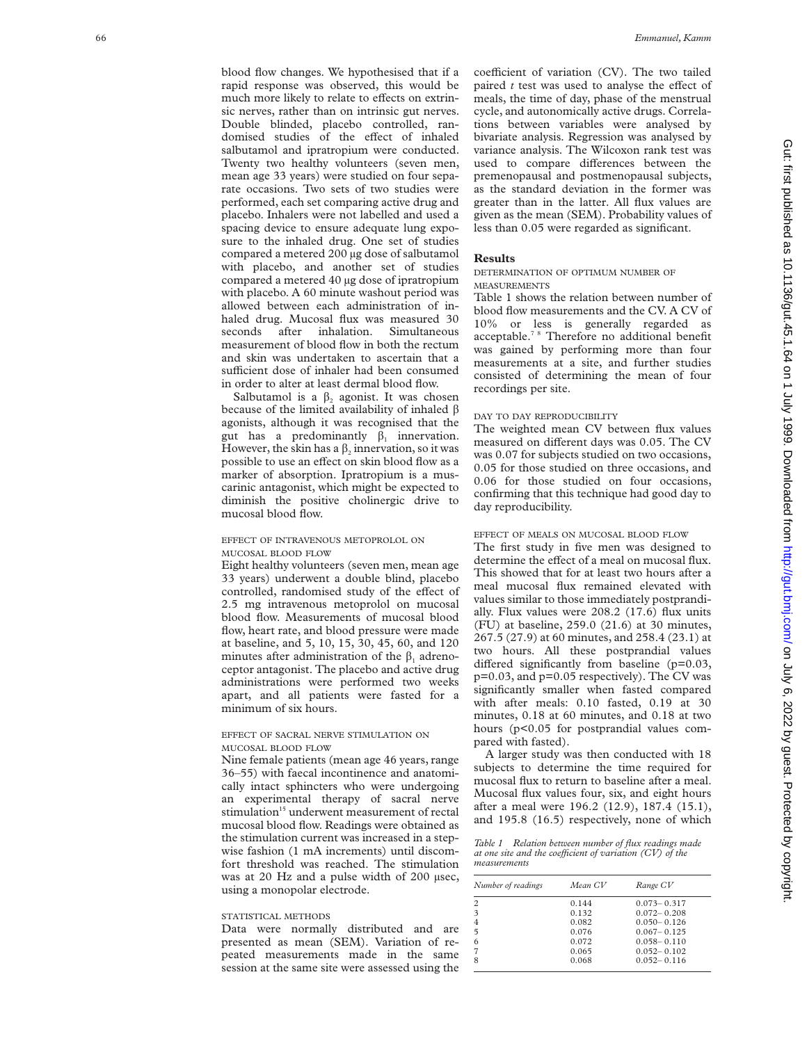blood flow changes. We hypothesised that if a rapid response was observed, this would be much more likely to relate to effects on extrinsic nerves, rather than on intrinsic gut nerves. Double blinded, placebo controlled, randomised studies of the effect of inhaled salbutamol and ipratropium were conducted. Twenty two healthy volunteers (seven men, mean age 33 years) were studied on four separate occasions. Two sets of two studies were performed, each set comparing active drug and placebo. Inhalers were not labelled and used a spacing device to ensure adequate lung exposure to the inhaled drug. One set of studies compared a metered 200 µg dose of salbutamol with placebo, and another set of studies compared a metered 40 µg dose of ipratropium with placebo. A 60 minute washout period was allowed between each administration of inhaled drug. Mucosal flux was measured 30 seconds after inhalation. Simultaneous measurement of blood flow in both the rectum and skin was undertaken to ascertain that a sufficient dose of inhaler had been consumed in order to alter at least dermal blood flow.

Salbutamol is a $\beta_2$ agonist. It was chosen because of the limited availability of inhaled β agonists, although it was recognised that the gut has a predominantly $\beta_1$ innervation. However, the skin has a $\beta_2$ innervation, so it was possible to use an effect on skin blood flow as a marker of absorption. Ipratropium is a muscarinic antagonist, which might be expected to diminish the positive cholinergic drive to mucosal blood flow.

### EFFECT OF INTRAVENOUS METOPROLOL ON MUCOSAL BLOOD FLOW

Eight healthy volunteers (seven men, mean age 33 years) underwent a double blind, placebo controlled, randomised study of the effect of 2.5 mg intravenous metoprolol on mucosal blood flow. Measurements of mucosal blood flow, heart rate, and blood pressure were made at baseline, and 5, 10, 15, 30, 45, 60, and 120 minutes after administration of the $\beta_1$ adrenoceptor antagonist. The placebo and active drug administrations were performed two weeks apart, and all patients were fasted for a minimum of six hours.

### EFFECT OF SACRAL NERVE STIMULATION ON MUCOSAL BLOOD FLOW

Nine female patients (mean age 46 years, range 36–55) with faecal incontinence and anatomically intact sphincters who were undergoing an experimental therapy of sacral nerve stimulation[15] underwent measurement of rectal mucosal blood flow. Readings were obtained as the stimulation current was increased in a stepwise fashion (1 mA increments) until discomfort threshold was reached. The stimulation was at 20 Hz and a pulse width of 200 µsec, using a monopolar electrode.

### STATISTICAL METHODS

Data were normally distributed and are presented as mean (SEM). Variation of repeated measurements made in the same session at the same site were assessed using the coefficient of variation (CV). The two tailed paired *t* test was used to analyse the effect of meals, the time of day, phase of the menstrual cycle, and autonomically active drugs. Correlations between variables were analysed by bivariate analysis. Regression was analysed by variance analysis. The Wilcoxon rank test was used to compare differences between the premenopausal and postmenopausal subjects, as the standard deviation in the former was greater than in the latter. All flux values are given as the mean (SEM). Probability values of less than 0.05 were regarded as significant.

## Results

### DETERMINATION OF OPTIMUM NUMBER OF MEASUREMENTS

Table 1 shows the relation between number of blood flow measurements and the CV. A CV of 10% or less is generally regarded as acceptable.[7 8] Therefore no additional benefit was gained by performing more than four measurements at a site, and further studies consisted of determining the mean of four recordings per site.

### DAY TO DAY REPRODUCIBILITY

The weighted mean CV between flux values measured on different days was 0.05. The CV was 0.07 for subjects studied on two occasions, 0.05 for those studied on three occasions, and 0.06 for those studied on four occasions, confirming that this technique had good day to day reproducibility.

### EFFECT OF MEALS ON MUCOSAL BLOOD FLOW

The first study in five men was designed to determine the effect of a meal on mucosal flux. This showed that for at least two hours after a meal mucosal flux remained elevated with values similar to those immediately postprandially. Flux values were 208.2 (17.6) flux units (FU) at baseline, 259.0 (21.6) at 30 minutes, 267.5 (27.9) at 60 minutes, and 258.4 (23.1) at two hours. All these postprandial values differed significantly from baseline ($p=0.03$, $p=0.03$, and $p=0.05$ respectively). The CV was significantly smaller when fasted compared with after meals: 0.10 fasted, 0.19 at 30 minutes, 0.18 at 60 minutes, and 0.18 at two hours ($p<0.05$ for postprandial values compared with fasted).

A larger study was then conducted with 18 subjects to determine the time required for mucosal flux to return to baseline after a meal. Mucosal flux values four, six, and eight hours after a meal were 196.2 (12.9), 187.4 (15.1), and 195.8 (16.5) respectively, none of which

*Table 1 Relation between number of flux readings made at one site and the coefficient of variation (CV) of the measurements*

| Number of readings | Mean CV | Range CV |
|---|---|---|
| 2 | 0.144 | 0.073–0.317 |
| 3 | 0.132 | 0.072–0.208 |
| 4 | 0.082 | 0.050–0.126 |
| 5 | 0.076 | 0.067–0.125 |
| 6 | 0.072 | 0.058–0.110 |
| 7 | 0.065 | 0.052–0.102 |
| 8 | 0.068 | 0.052–0.116 |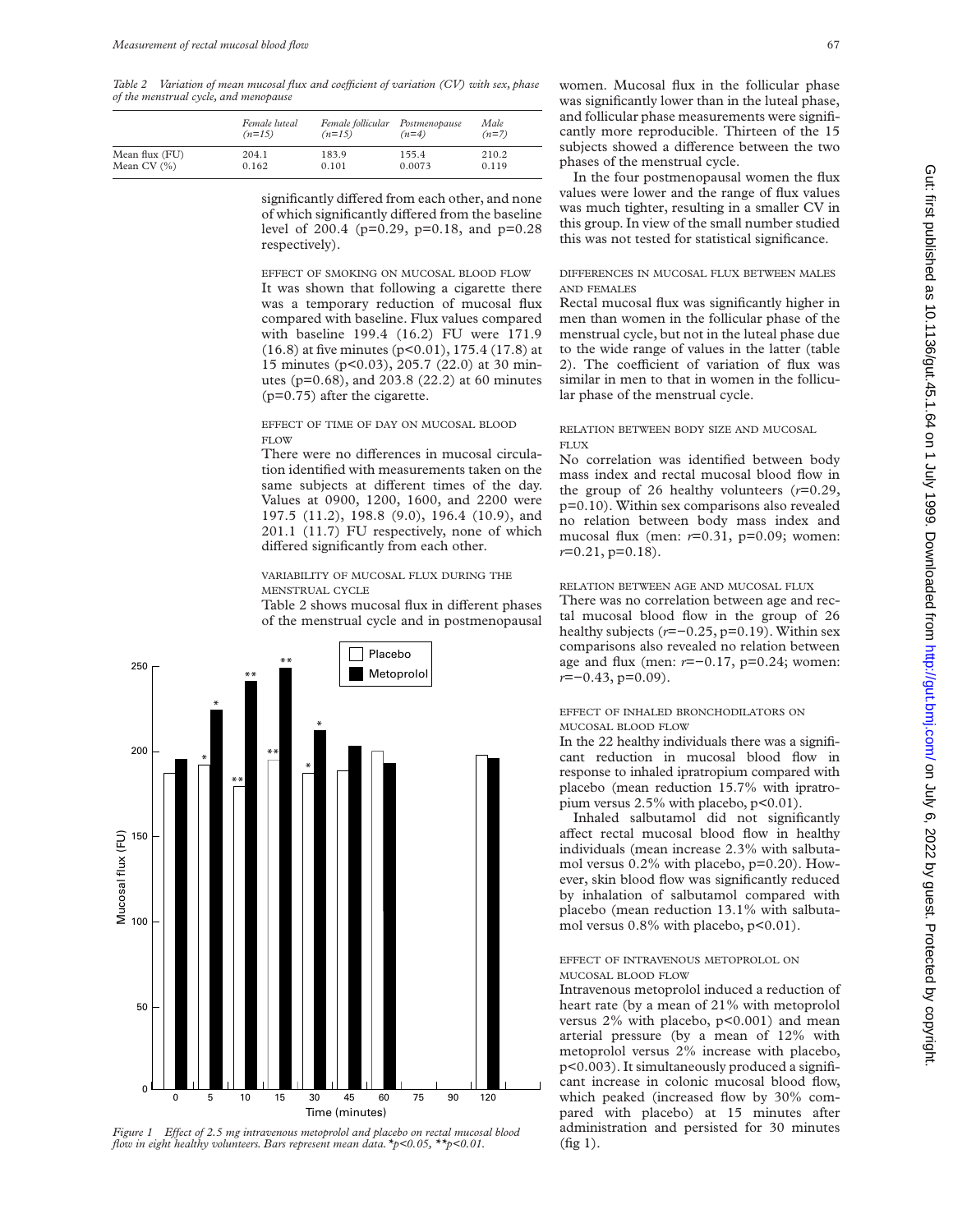*Table 2 Variation of mean mucosal flux and coefficient of variation (CV) with sex, phase of the menstrual cycle, and menopause*

| | *Female luteal (n=15)* | *Female follicular (n=15)* | *Postmenopause (n=4)* | *Male (n=7)* |
|---|---|---|---|---|
| Mean flux (FU) | 204.1 | 183.9 | 155.4 | 210.2 |
| Mean CV (%) | 0.162 | 0.101 | 0.0073 | 0.119 |

significantly differed from each other, and none of which significantly differed from the baseline level of 200.4 (p=0.29, p=0.18, and p=0.28 respectively).

### EFFECT OF SMOKING ON MUCOSAL BLOOD FLOW

It was shown that following a cigarette there was a temporary reduction of mucosal flux compared with baseline. Flux values compared with baseline 199.4 (16.2) FU were 171.9 (16.8) at five minutes (p<0.01), 175.4 (17.8) at 15 minutes (p<0.03), 205.7 (22.0) at 30 minutes (p=0.68), and 203.8 (22.2) at 60 minutes (p=0.75) after the cigarette.

### EFFECT OF TIME OF DAY ON MUCOSAL BLOOD FLOW

There were no differences in mucosal circulation identified with measurements taken on the same subjects at different times of the day. Values at 0900, 1200, 1600, and 2200 were 197.5 (11.2), 198.8 (9.0), 196.4 (10.9), and 201.1 (11.7) FU respectively, none of which differed significantly from each other.

### VARIABILITY OF MUCOSAL FLUX DURING THE MENSTRUAL CYCLE

Table 2 shows mucosal flux in different phases of the menstrual cycle and in postmenopausal women. Mucosal flux in the follicular phase was significantly lower than in the luteal phase, and follicular phase measurements were significantly more reproducible. Thirteen of the 15 subjects showed a difference between the two phases of the menstrual cycle.

In the four postmenopausal women the flux values were lower and the range of flux values was much tighter, resulting in a smaller CV in this group. In view of the small number studied this was not tested for statistical significance.

### DIFFERENCES IN MUCOSAL FLUX BETWEEN MALES AND FEMALES

Rectal mucosal flux was significantly higher in men than women in the follicular phase of the menstrual cycle, but not in the luteal phase due to the wide range of values in the latter (table 2). The coefficient of variation of flux was similar in men to that in women in the follicular phase of the menstrual cycle.

### RELATION BETWEEN BODY SIZE AND MUCOSAL FLUX

No correlation was identified between body mass index and rectal mucosal blood flow in the group of 26 healthy volunteers ($r$=0.29, p=0.10). Within sex comparisons also revealed no relation between body mass index and mucosal flux (men: $r$=0.31, p=0.09; women: $r$=0.21, p=0.18).

### RELATION BETWEEN AGE AND MUCOSAL FLUX

There was no correlation between age and rectal mucosal blood flow in the group of 26 healthy subjects ($r$=−0.25, p=0.19). Within sex comparisons also revealed no relation between age and flux (men: $r$=−0.17, p=0.24; women: $r$=−0.43, p=0.09).

### EFFECT OF INHALED BRONCHODILATORS ON MUCOSAL BLOOD FLOW

In the 22 healthy individuals there was a significant reduction in mucosal blood flow in response to inhaled ipratropium compared with placebo (mean reduction 15.7% with ipratropium versus 2.5% with placebo, p<0.01).

Inhaled salbutamol did not significantly affect rectal mucosal blood flow in healthy individuals (mean increase 2.3% with salbutamol versus 0.2% with placebo, p=0.20). However, skin blood flow was significantly reduced by inhalation of salbutamol compared with placebo (mean reduction 13.1% with salbutamol versus 0.8% with placebo, p<0.01).

### EFFECT OF INTRAVENOUS METOPROLOL ON MUCOSAL BLOOD FLOW

Intravenous metoprolol induced a reduction of heart rate (by a mean of 21% with metoprolol versus 2% with placebo, p<0.001) and mean arterial pressure (by a mean of 12% with metoprolol versus 2% increase with placebo, p<0.003). It simultaneously produced a significant increase in colonic mucosal blood flow, which peaked (increased flow by 30% compared with placebo) at 15 minutes after administration and persisted for 30 minutes (fig 1).

*Figure 1 Effect of 2.5 mg intravenous metoprolol and placebo on rectal mucosal blood flow in eight healthy volunteers. Bars represent mean data. *p<0.05, **p<0.01.*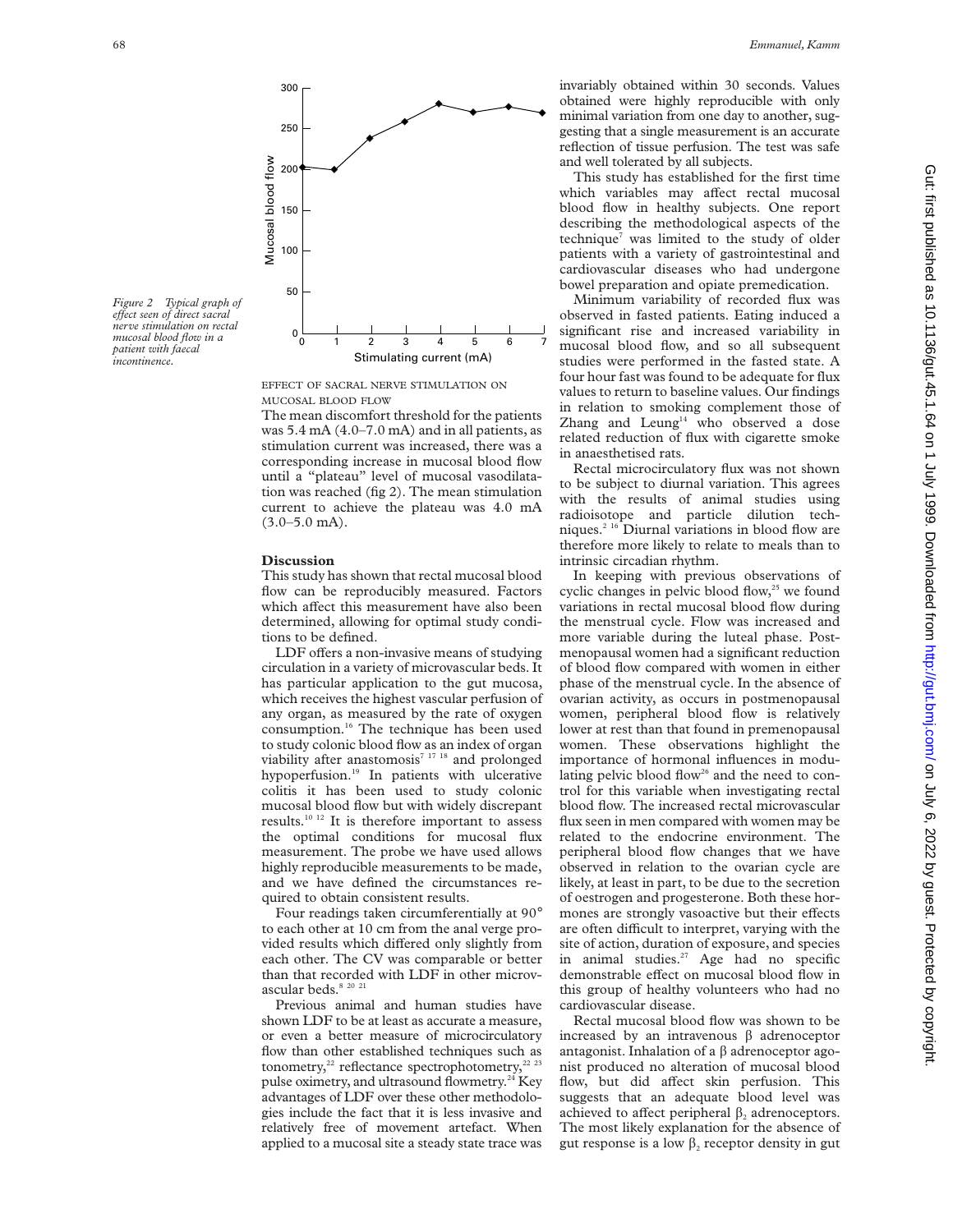*Figure 2 Typical graph of effect seen of direct sacral nerve stimulation on rectal mucosal blood flow in a patient with faecal incontinence.*

EFFECT OF SACRAL NERVE STIMULATION ON MUCOSAL BLOOD FLOW

The mean discomfort threshold for the patients was 5.4 mA (4.0–7.0 mA) and in all patients, as stimulation current was increased, there was a corresponding increase in mucosal blood flow until a "plateau" level of mucosal vasodilatation was reached (fig 2). The mean stimulation current to achieve the plateau was 4.0 mA (3.0–5.0 mA).

## Discussion

This study has shown that rectal mucosal blood flow can be reproducibly measured. Factors which affect this measurement have also been determined, allowing for optimal study conditions to be defined.

LDF offers a non-invasive means of studying circulation in a variety of microvascular beds. It has particular application to the gut mucosa, which receives the highest vascular perfusion of any organ, as measured by the rate of oxygen consumption.[16] The technique has been used to study colonic blood flow as an index of organ viability after anastomosis[7 17 18] and prolonged hypoperfusion.[19] In patients with ulcerative colitis it has been used to study colonic mucosal blood flow but with widely discrepant results.[10 12] It is therefore important to assess the optimal conditions for mucosal flux measurement. The probe we have used allows highly reproducible measurements to be made, and we have defined the circumstances required to obtain consistent results.

Four readings taken circumferentially at 90° to each other at 10 cm from the anal verge provided results which differed only slightly from each other. The CV was comparable or better than that recorded with LDF in other microvascular beds.[8 20 21]

Previous animal and human studies have shown LDF to be at least as accurate a measure, or even a better measure of microcirculatory flow than other established techniques such as tonometry,[22] reflectance spectrophotometry,[22 23] pulse oximetry, and ultrasound flowmetry.[24] Key advantages of LDF over these other methodologies include the fact that it is less invasive and relatively free of movement artefact. When applied to a mucosal site a steady state trace was invariably obtained within 30 seconds. Values obtained were highly reproducible with only minimal variation from one day to another, suggesting that a single measurement is an accurate reflection of tissue perfusion. The test was safe and well tolerated by all subjects.

This study has established for the first time which variables may affect rectal mucosal blood flow in healthy subjects. One report describing the methodological aspects of the technique[7] was limited to the study of older patients with a variety of gastrointestinal and cardiovascular diseases who had undergone bowel preparation and opiate premedication.

Minimum variability of recorded flux was observed in fasted patients. Eating induced a significant rise and increased variability in mucosal blood flow, and so all subsequent studies were performed in the fasted state. A four hour fast was found to be adequate for flux values to return to baseline values. Our findings in relation to smoking complement those of Zhang and Leung[14] who observed a dose related reduction of flux with cigarette smoke in anaesthetised rats.

Rectal microcirculatory flux was not shown to be subject to diurnal variation. This agrees with the results of animal studies using radioisotope and particle dilution techniques.[2 16] Diurnal variations in blood flow are therefore more likely to relate to meals than to intrinsic circadian rhythm.

In keeping with previous observations of cyclic changes in pelvic blood flow,[25] we found variations in rectal mucosal blood flow during the menstrual cycle. Flow was increased and more variable during the luteal phase. Postmenopausal women had a significant reduction of blood flow compared with women in either phase of the menstrual cycle. In the absence of ovarian activity, as occurs in postmenopausal women, peripheral blood flow is relatively lower at rest than that found in premenopausal women. These observations highlight the importance of hormonal influences in modulating pelvic blood flow[26] and the need to control for this variable when investigating rectal blood flow. The increased rectal microvascular flux seen in men compared with women may be related to the endocrine environment. The peripheral blood flow changes that we have observed in relation to the ovarian cycle are likely, at least in part, to be due to the secretion of oestrogen and progesterone. Both these hormones are strongly vasoactive but their effects are often difficult to interpret, varying with the site of action, duration of exposure, and species in animal studies.[27] Age had no specific demonstrable effect on mucosal blood flow in this group of healthy volunteers who had no cardiovascular disease.

Rectal mucosal blood flow was shown to be increased by an intravenous β adrenoceptor antagonist. Inhalation of a β adrenoceptor agonist produced no alteration of mucosal blood flow, but did affect skin perfusion. This suggests that an adequate blood level was achieved to affect peripheral $\beta_2$ adrenoceptors. The most likely explanation for the absence of gut response is a low $\beta_2$ receptor density in gut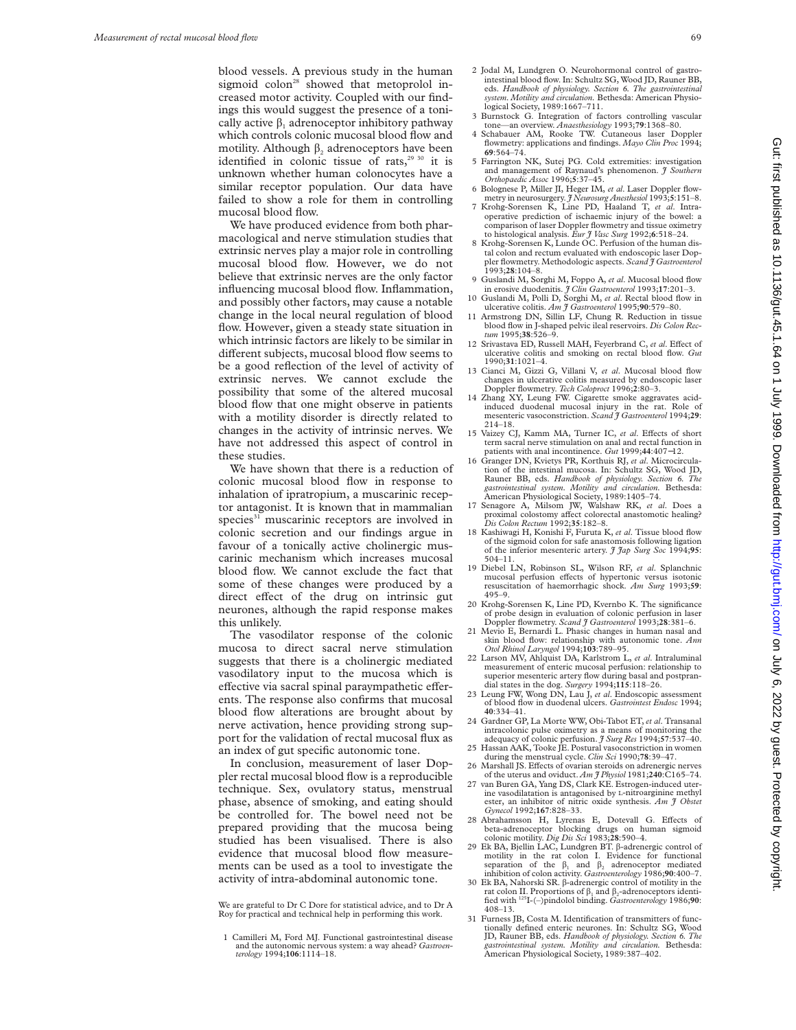blood vessels. A previous study in the human sigmoid colon[28] showed that metoprolol increased motor activity. Coupled with our findings this would suggest the presence of a tonically active $\beta_1$ adrenoceptor inhibitory pathway which controls colonic mucosal blood flow and motility. Although $\beta_2$ adrenoceptors have been identified in colonic tissue of rats,[29 30] it is unknown whether human colonocytes have a similar receptor population. Our data have failed to show a role for them in controlling mucosal blood flow.

We have produced evidence from both pharmacological and nerve stimulation studies that extrinsic nerves play a major role in controlling mucosal blood flow. However, we do not believe that extrinsic nerves are the only factor influencing mucosal blood flow. Inflammation, and possibly other factors, may cause a notable change in the local neural regulation of blood flow. However, given a steady state situation in which intrinsic factors are likely to be similar in different subjects, mucosal blood flow seems to be a good reflection of the level of activity of extrinsic nerves. We cannot exclude the possibility that some of the altered mucosal blood flow that one might observe in patients with a motility disorder is directly related to changes in the activity of intrinsic nerves. We have not addressed this aspect of control in these studies.

We have shown that there is a reduction of colonic mucosal blood flow in response to inhalation of ipratropium, a muscarinic receptor antagonist. It is known that in mammalian species[31] muscarinic receptors are involved in colonic secretion and our findings argue in favour of a tonically active cholinergic muscarinic mechanism which increases mucosal blood flow. We cannot exclude the fact that some of these changes were produced by a direct effect of the drug on intrinsic gut neurones, although the rapid response makes this unlikely.

The vasodilator response of the colonic mucosa to direct sacral nerve stimulation suggests that there is a cholinergic mediated vasodilatory input to the mucosa which is effective via sacral spinal paraympathetic efferents. The response also confirms that mucosal blood flow alterations are brought about by nerve activation, hence providing strong support for the validation of rectal mucosal flux as an index of gut specific autonomic tone.

In conclusion, measurement of laser Doppler rectal mucosal blood flow is a reproducible technique. Sex, ovulatory status, menstrual phase, absence of smoking, and eating should be controlled for. The bowel need not be prepared providing that the mucosa being studied has been visualised. There is also evidence that mucosal blood flow measurements can be used as a tool to investigate the activity of intra-abdominal autonomic tone.

We are grateful to Dr C Dore for statistical advice, and to Dr A Roy for practical and technical help in performing this work.

1 Camilleri M, Ford MJ. Functional gastrointestinal disease and the autonomic nervous system: a way ahead? *Gastroenterology* 1994;**106**:1114–18.
2 Jodal M, Lundgren O. Neurohormonal control of gastrointestinal blood flow. In: Schultz SG, Wood JD, Rauner BB, eds. *Handbook of physiology. Section 6. The gastrointestinal system. Motility and circulation.* Bethesda: American Physiological Society, 1989:1667–711.
3 Burnstock G. Integration of factors controlling vascular tone—an overview. *Anaesthesiology* 1993;**79**:1368–80.
4 Schabauer AM, Rooke TW. Cutaneous laser Doppler flowmetry: applications and findings. *Mayo Clin Proc* 1994; **69**:564–74.
5 Farrington NK, Sutej PG. Cold extremities: investigation and management of Raynaud's phenomenon. *J Southern Orthopaedic Assoc* 1996;**5**:37–45.
6 Bolognese P, Miller JI, Heger IM, *et al*. Laser Doppler flowmetry in neurosurgery. *J Neurosurg Anesthesiol* 1993;**5**:151–8.
7 Krohg-Sorensen K, Line PD, Haaland T, *et al*. Intraoperative prediction of ischaemic injury of the bowel: a comparison of laser Doppler flowmetry and tissue oximetry to histological analysis. *Eur J Vasc Surg* 1992;**6**:518–24.
8 Krohg-Sorensen K, Lunde OC. Perfusion of the human distal colon and rectum evaluated with endoscopic laser Doppler flowmetry. Methodologic aspects. *Scand J Gastroenterol* 1993;**28**:104–8.
9 Guslandi M, Sorghi M, Foppo A, *et al*. Mucosal blood flow in erosive duodenitis. *J Clin Gastroenterol* 1993;**17**:201–3.
10 Guslandi M, Polli D, Sorghi M, *et al*. Rectal blood flow in ulcerative colitis. *Am J Gastroenterol* 1995;**90**:579–80.
11 Armstrong DN, Sillin LF, Chung R. Reduction in tissue blood flow in J-shaped pelvic ileal reservoirs. *Dis Colon Rectum* 1995;**38**:526–9.
12 Srivastava ED, Russell MAH, Feyerbrand C, *et al*. Effect of ulcerative colitis and smoking on rectal blood flow. *Gut* 1990;**31**:1021–4.
13 Cianci M, Gizzi G, Villani V, *et al*. Mucosal blood flow changes in ulcerative colitis measured by endoscopic laser Doppler flowmetry. *Tech Coloproct* 1996;**2**:80–3.
14 Zhang XY, Leung FW. Cigarette smoke aggravates acid-induced duodenal mucosal injury in the rat. Role of mesenteric vasoconstriction. *Scand J Gastroenterol* 1994;**29**: 214–18.
15 Vaizey CJ, Kamm MA, Turner IC, *et al*. Effects of short term sacral nerve stimulation on anal and rectal function in patients with anal incontinence. *Gut* 1999;**44**:407–12.
16 Granger DN, Kvietys PR, Korthuis RJ, *et al*. Microcirculation of the intestinal mucosa. In: Schultz SG, Wood JD, Rauner BB, eds. *Handbook of physiology. Section 6. The gastrointestinal system. Motility and circulation.* Bethesda: American Physiological Society, 1989:1405–74.
17 Senagore A, Milsom JW, Walshaw RK, *et al*. Does a proximal colostomy affect colorectal anastomotic healing? *Dis Colon Rectum* 1992;**35**:182–8.
18 Kashiwagi H, Konishi F, Furuta K, *et al*. Tissue blood flow of the sigmoid colon for safe anastomosis following ligation of the inferior mesenteric artery. *J Jap Surg Soc* 1994;**95**: 504–11.
19 Diebel LN, Robinson SL, Wilson RF, *et al*. Splanchnic mucosal perfusion effects of hypertonic versus isotonic resuscitation of haemorrhagic shock. *Am Surg* 1993;**59**: 495–9.
20 Krohg-Sorensen K, Line PD, Kvernbo K. The significance of probe design in evaluation of colonic perfusion in laser Doppler flowmetry. *Scand J Gastroenterol* 1993;**28**:381–6.
21 Mevio E, Bernardi L. Phasic changes in human nasal and skin blood flow: relationship with autonomic tone. *Ann Otol Rhinol Laryngol* 1994;**103**:789–95.
22 Larson MV, Ahlquist DA, Karlstrom L, *et al*. Intraluminal measurement of enteric mucosal perfusion: relationship to superior mesenteric artery flow during basal and postprandial states in the dog. *Surgery* 1994;**115**:118–26.
23 Leung FW, Wong DN, Lau J, *et al*. Endoscopic assessment of blood flow in duodenal ulcers. *Gastrointest Endosc* 1994; **40**:334–41.
24 Gardner GP, La Morte WW, Obi-Tabot ET, *et al*. Transanal intracolonic pulse oximetry as a means of monitoring the adequacy of colonic perfusion. *J Surg Res* 1994;**57**:537–40.
25 Hassan AAK, Tooke JE. Postural vasoconstriction in women during the menstrual cycle. *Clin Sci* 1990;**78**:39–47.
26 Marshall JS. Effects of ovarian steroids on adrenergic nerves of the uterus and oviduct. *Am J Physiol* 1981;**240**:C165–74.
27 van Buren GA, Yang DS, Clark KE. Estrogen-induced uterine vasodilatation is antagonised by L-nitroarginine methyl ester, an inhibitor of nitric oxide synthesis. *Am J Obstet Gynecol* 1992;**167**:828–33.
28 Abrahamsson H, Lyrenas E, Dotevall G. Effects of beta-adrenoceptor blocking drugs on human sigmoid colonic motility. *Dig Dis Sci* 1983;**28**:590–4.
29 Ek BA, Bjellin LAC, Lundgren BT. β-adrenergic control of motility in the rat colon I. Evidence for functional separation of the $\beta_1$ and $\beta_2$ adrenoceptor mediated inhibition of colon activity. *Gastroenterology* 1986;**90**:400–7.
30 Ek BA, Nahorski SR. β-adrenergic control of motility in the rat colon II. Proportions of $\beta_1$ and $\beta_2$-adrenoceptors identified with $^{125}$I-(−)pindolol binding. *Gastroenterology* 1986;**90**: 408–13.
31 Furness JB, Costa M. Identification of transmitters of functionally defined enteric neurones. In: Schultz SG, Wood JD, Rauner BB, eds. *Handbook of physiology. Section 6. The gastrointestinal system. Motility and circulation.* Bethesda: American Physiological Society, 1989:387–402.